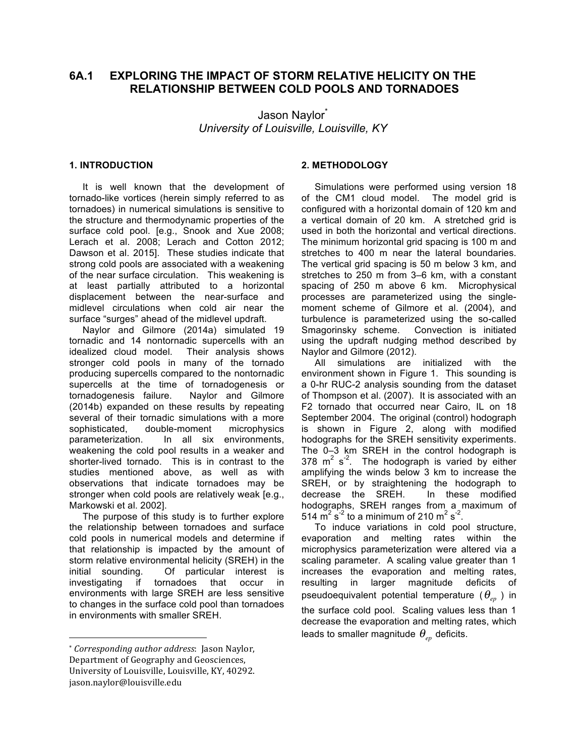# 6A.1 EXPLORING THE IMPACT OF STORM RELATIVE HELICITY ON THE RELATIONSHIP BETWEEN COLD POOLS AND TORNADOES

Jason Naylor*

*University of Louisville, Louisville, KY*

## 1. INTRODUCTION

It is well known that the development of tornado-like vortices (herein simply referred to as tornadoes) in numerical simulations is sensitive to the structure and thermodynamic properties of the surface cold pool. [e.g., Snook and Xue 2008; Lerach et al. 2008; Lerach and Cotton 2012; Dawson et al. 2015]. These studies indicate that strong cold pools are associated with a weakening of the near surface circulation. This weakening is at least partially attributed to a horizontal displacement between the near-surface and midlevel circulations when cold air near the surface "surges" ahead of the midlevel updraft.

Naylor and Gilmore (2014a) simulated 19 tornadic and 14 nontornadic supercells with an idealized cloud model. Their analysis shows stronger cold pools in many of the tornado producing supercells compared to the nontornadic supercells at the time of tornadogenesis or tornadogenesis failure. Naylor and Gilmore (2014b) expanded on these results by repeating several of their tornadic simulations with a more sophisticated, double-moment microphysics parameterization. In all six environments, weakening the cold pool results in a weaker and shorter-lived tornado. This is in contrast to the studies mentioned above, as well as with observations that indicate tornadoes may be stronger when cold pools are relatively weak [e.g., Markowski et al. 2002].

The purpose of this study is to further explore the relationship between tornadoes and surface cold pools in numerical models and determine if that relationship is impacted by the amount of storm relative environmental helicity (SREH) in the initial sounding. Of particular interest is investigating if tornadoes that occur in environments with large SREH are less sensitive to changes in the surface cold pool than tornadoes in environments with smaller SREH.

## 2. METHODOLOGY

Simulations were performed using version 18 of the CM1 cloud model. The model grid is configured with a horizontal domain of 120 km and a vertical domain of 20 km. A stretched grid is used in both the horizontal and vertical directions. The minimum horizontal grid spacing is 100 m and stretches to 400 m near the lateral boundaries. The vertical grid spacing is 50 m below 3 km, and stretches to 250 m from 3–6 km, with a constant spacing of 250 m above 6 km. Microphysical processes are parameterized using the single-moment scheme of Gilmore et al. (2004), and turbulence is parameterized using the so-called Smagorinsky scheme. Convection is initiated using the updraft nudging method described by Naylor and Gilmore (2012).

All simulations are initialized with the environment shown in Figure 1. This sounding is a 0-hr RUC-2 analysis sounding from the dataset of Thompson et al. (2007). It is associated with an F2 tornado that occurred near Cairo, IL on 18 September 2004. The original (control) hodograph is shown in Figure 2, along with modified hodographs for the SREH sensitivity experiments. The 0–3 km SREH in the control hodograph is 378 $m^2 s^{-2}$. The hodograph is varied by either amplifying the winds below 3 km to increase the SREH, or by straightening the hodograph to decrease the SREH. In these modified hodographs, SREH ranges from a maximum of 514 $m^2 s^{-2}$ to a minimum of 210 $m^2 s^{-2}$.

To induce variations in cold pool structure, evaporation and melting rates within the microphysics parameterization were altered via a scaling parameter. A scaling value greater than 1 increases the evaporation and melting rates, resulting in larger magnitude deficits of pseudoequivalent potential temperature ($\theta_{ep}$) in the surface cold pool. Scaling values less than 1 decrease the evaporation and melting rates, which leads to smaller magnitude $\theta_{ep}$ deficits.

---

* *Corresponding author address*: Jason Naylor, Department of Geography and Geosciences, University of Louisville, Louisville, KY, 40292. jason.naylor@louisville.edu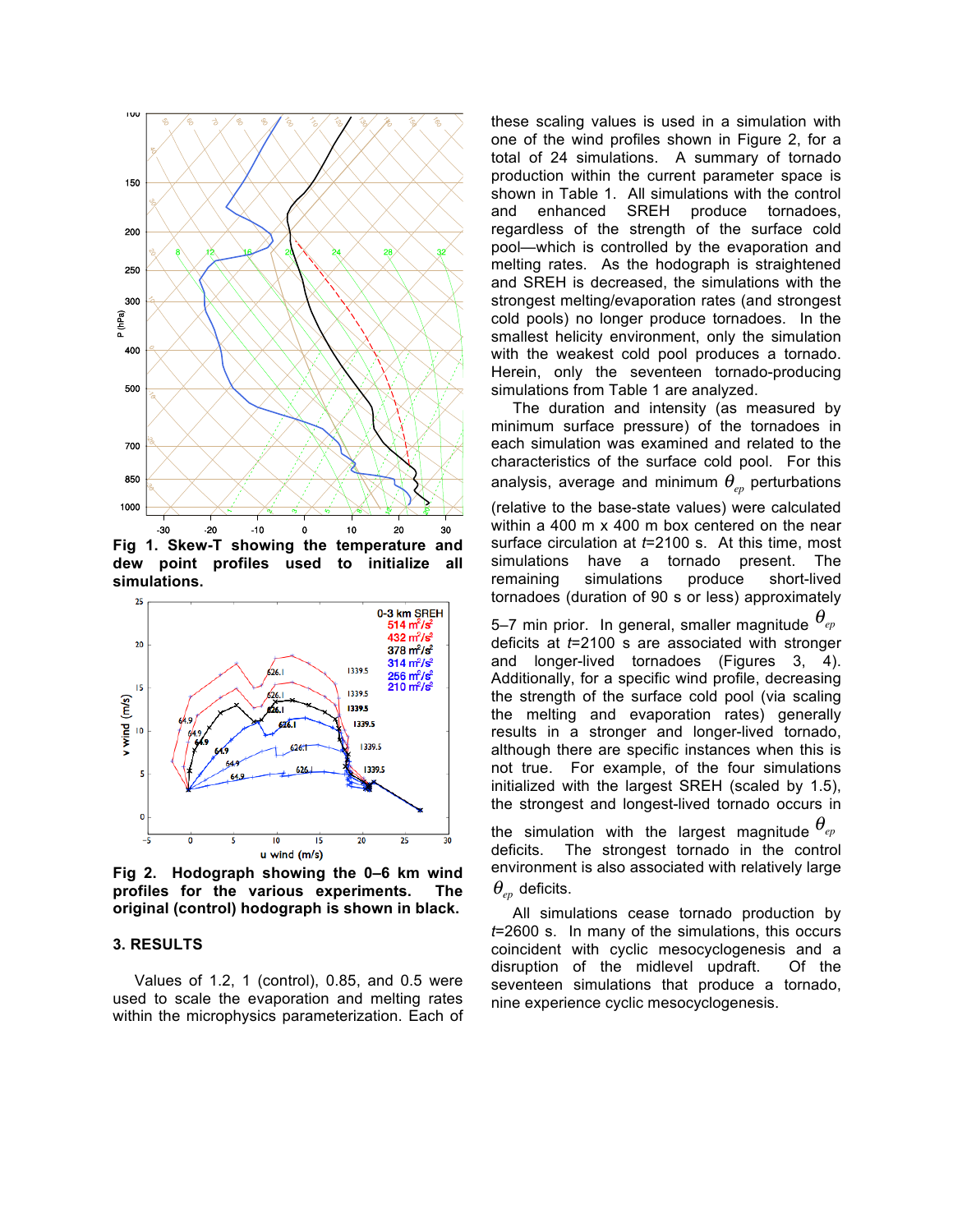**Fig 1. Skew-T showing the temperature and dew point profiles used to initialize all simulations.**

**Fig 2. Hodograph showing the 0–6 km wind profiles for the various experiments. The original (control) hodograph is shown in black.**

## 3. RESULTS

Values of 1.2, 1 (control), 0.85, and 0.5 were used to scale the evaporation and melting rates within the microphysics parameterization. Each of these scaling values is used in a simulation with one of the wind profiles shown in Figure 2, for a total of 24 simulations. A summary of tornado production within the current parameter space is shown in Table 1. All simulations with the control and enhanced SREH produce tornadoes, regardless of the strength of the surface cold pool—which is controlled by the evaporation and melting rates. As the hodograph is straightened and SREH is decreased, the simulations with the strongest melting/evaporation rates (and strongest cold pools) no longer produce tornadoes. In the smallest helicity environment, only the simulation with the weakest cold pool produces a tornado. Herein, only the seventeen tornado-producing simulations from Table 1 are analyzed.

The duration and intensity (as measured by minimum surface pressure) of the tornadoes in each simulation was examined and related to the characteristics of the surface cold pool. For this analysis, average and minimum $\theta_{ep}$ perturbations (relative to the base-state values) were calculated within a 400 m x 400 m box centered on the near surface circulation at *t*=2100 s. At this time, most simulations have a tornado present. The remaining simulations produce short-lived tornadoes (duration of 90 s or less) approximately 5–7 min prior. In general, smaller magnitude $\theta_{ep}$ deficits at *t*=2100 s are associated with stronger and longer-lived tornadoes (Figures 3, 4). Additionally, for a specific wind profile, decreasing the strength of the surface cold pool (via scaling the melting and evaporation rates) generally results in a stronger and longer-lived tornado, although there are specific instances when this is not true. For example, of the four simulations initialized with the largest SREH (scaled by 1.5), the strongest and longest-lived tornado occurs in the simulation with the largest magnitude $\theta_{ep}$ deficits. The strongest tornado in the control environment is also associated with relatively large $\theta_{ep}$ deficits.

All simulations cease tornado production by *t*=2600 s. In many of the simulations, this occurs coincident with cyclic mesocyclogenesis and a disruption of the midlevel updraft. Of the seventeen simulations that produce a tornado, nine experience cyclic mesocyclogenesis.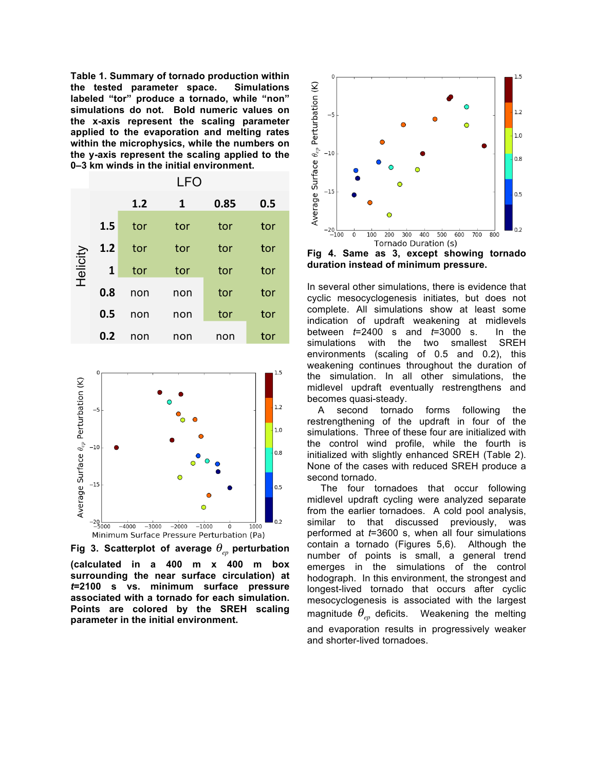**Table 1. Summary of tornado production within the tested parameter space. Simulations labeled "tor" produce a tornado, while "non" simulations do not. Bold numeric values on the x-axis represent the scaling parameter applied to the evaporation and melting rates within the microphysics, while the numbers on the y-axis represent the scaling applied to the 0–3 km winds in the initial environment.**

| | | LFO | | | |
|---|---|---|---|---|---|
| | | **1.2** | **1** | **0.85** | **0.5** |
| Helicity | **1.5** | tor | tor | tor | tor |
| | **1.2** | tor | tor | tor | tor |
| | **1** | tor | tor | tor | tor |
| | **0.8** | non | non | tor | tor |
| | **0.5** | non | non | tor | tor |
| | **0.2** | non | non | non | tor |

**Fig 3. Scatterplot of average $\theta_{ep}$ perturbation (calculated in a 400 m x 400 m box surrounding the near surface circulation) at *t*=2100 s vs. minimum surface pressure associated with a tornado for each simulation. Points are colored by the SREH scaling parameter in the initial environment.**

**Fig 4. Same as 3, except showing tornado duration instead of minimum pressure.**

In several other simulations, there is evidence that cyclic mesocyclogenesis initiates, but does not complete. All simulations show at least some indication of updraft weakening at midlevels between *t*=2400 s and *t*=3000 s. In the simulations with the two smallest SREH environments (scaling of 0.5 and 0.2), this weakening continues throughout the duration of the simulation. In all other simulations, the midlevel updraft eventually restrengthens and becomes quasi-steady.

A second tornado forms following the restrengthening of the updraft in four of the simulations. Three of these four are initialized with the control wind profile, while the fourth is initialized with slightly enhanced SREH (Table 2). None of the cases with reduced SREH produce a second tornado.

The four tornadoes that occur following midlevel updraft cycling were analyzed separate from the earlier tornadoes. A cold pool analysis, similar to that discussed previously, was performed at *t*=3600 s, when all four simulations contain a tornado (Figures 5,6). Although the number of points is small, a general trend emerges in the simulations of the control hodograph. In this environment, the strongest and longest-lived tornado that occurs after cyclic mesocyclogenesis is associated with the largest magnitude $\theta_{ep}$ deficits. Weakening the melting and evaporation results in progressively weaker and shorter-lived tornadoes.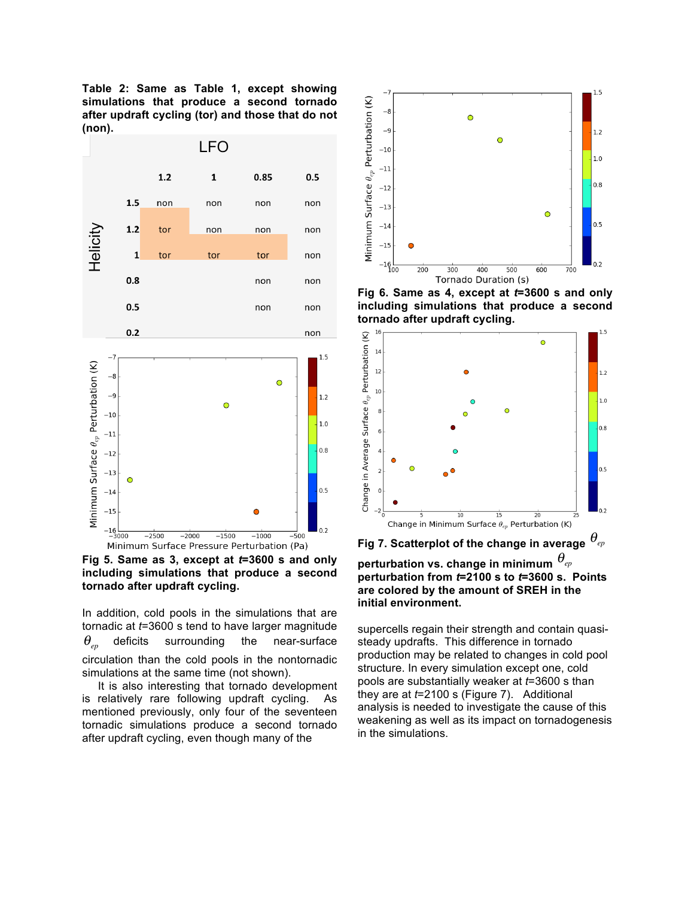**Table 2: Same as Table 1, except showing simulations that produce a second tornado after updraft cycling (tor) and those that do not (non).**

| Helicity \ LFO | 1.2 | 1 | 0.85 | 0.5 |
|---|---|---|---|---|
| 1.5 | non | non | non | non |
| 1.2 | tor | non | non | non |
| 1 | tor | tor | tor | non |
| 0.8 | | | non | non |
| 0.5 | | | non | non |
| 0.2 | | | | non |

**Fig 5. Same as 3, except at *t*=3600 s and only including simulations that produce a second tornado after updraft cycling.**

**Fig 6. Same as 4, except at *t*=3600 s and only including simulations that produce a second tornado after updraft cycling.**

**Fig 7. Scatterplot of the change in average $\theta_{ep}$ perturbation vs. change in minimum $\theta_{ep}$ perturbation from *t*=2100 s to *t*=3600 s. Points are colored by the amount of SREH in the initial environment.**

In addition, cold pools in the simulations that are tornadic at *t*=3600 s tend to have larger magnitude $\theta_{ep}$ deficits surrounding the near-surface circulation than the cold pools in the nontornadic simulations at the same time (not shown).

It is also interesting that tornado development is relatively rare following updraft cycling. As mentioned previously, only four of the seventeen tornadic simulations produce a second tornado after updraft cycling, even though many of the supercells regain their strength and contain quasi-steady updrafts. This difference in tornado production may be related to changes in cold pool structure. In every simulation except one, cold pools are substantially weaker at *t*=3600 s than they are at *t*=2100 s (Figure 7). Additional analysis is needed to investigate the cause of this weakening as well as its impact on tornadogenesis in the simulations.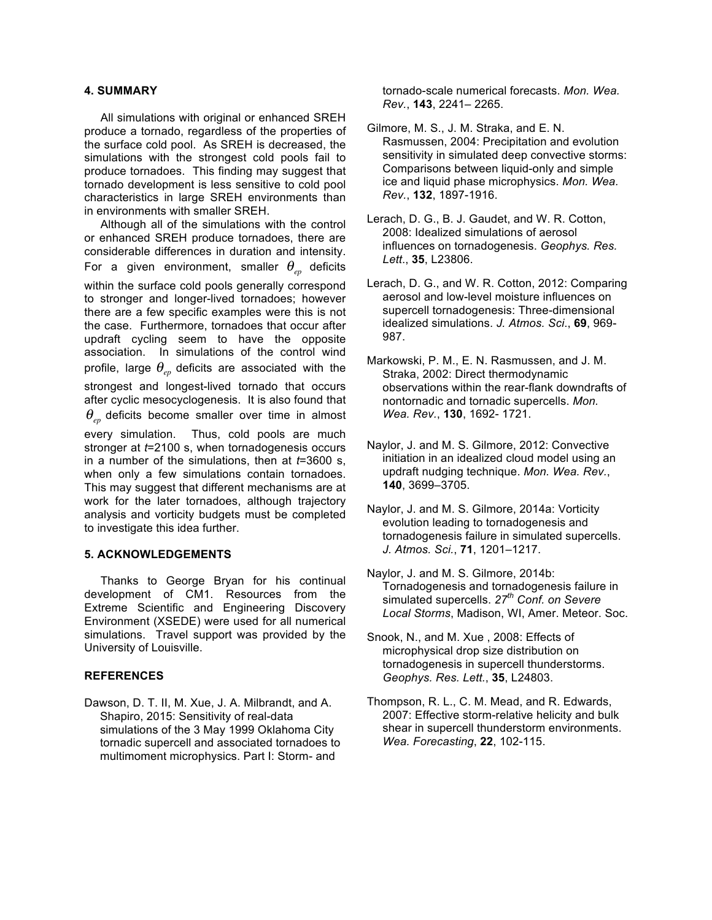## 4. SUMMARY

All simulations with original or enhanced SREH produce a tornado, regardless of the properties of the surface cold pool. As SREH is decreased, the simulations with the strongest cold pools fail to produce tornadoes. This finding may suggest that tornado development is less sensitive to cold pool characteristics in large SREH environments than in environments with smaller SREH.

Although all of the simulations with the control or enhanced SREH produce tornadoes, there are considerable differences in duration and intensity. For a given environment, smaller $\theta_{ep}$ deficits within the surface cold pools generally correspond to stronger and longer-lived tornadoes; however there are a few specific examples were this is not the case. Furthermore, tornadoes that occur after updraft cycling seem to have the opposite association. In simulations of the control wind profile, large $\theta_{ep}$ deficits are associated with the strongest and longest-lived tornado that occurs after cyclic mesocyclogenesis. It is also found that $\theta_{ep}$ deficits become smaller over time in almost every simulation. Thus, cold pools are much stronger at *t*=2100 s, when tornadogenesis occurs in a number of the simulations, then at *t*=3600 s, when only a few simulations contain tornadoes. This may suggest that different mechanisms are at work for the later tornadoes, although trajectory analysis and vorticity budgets must be completed to investigate this idea further.

## 5. ACKNOWLEDGEMENTS

Thanks to George Bryan for his continual development of CM1. Resources from the Extreme Scientific and Engineering Discovery Environment (XSEDE) were used for all numerical simulations. Travel support was provided by the University of Louisville.

## REFERENCES

Dawson, D. T. II, M. Xue, J. A. Milbrandt, and A. Shapiro, 2015: Sensitivity of real-data simulations of the 3 May 1999 Oklahoma City tornadic supercell and associated tornadoes to multimoment microphysics. Part I: Storm- and tornado-scale numerical forecasts. *Mon. Wea. Rev.*, **143**, 2241– 2265.

Gilmore, M. S., J. M. Straka, and E. N. Rasmussen, 2004: Precipitation and evolution sensitivity in simulated deep convective storms: Comparisons between liquid-only and simple ice and liquid phase microphysics. *Mon. Wea. Rev.*, **132**, 1897-1916.

Lerach, D. G., B. J. Gaudet, and W. R. Cotton, 2008: Idealized simulations of aerosol influences on tornadogenesis. *Geophys. Res. Lett.*, **35**, L23806.

Lerach, D. G., and W. R. Cotton, 2012: Comparing aerosol and low-level moisture influences on supercell tornadogenesis: Three-dimensional idealized simulations. *J. Atmos. Sci.*, **69**, 969-987.

Markowski, P. M., E. N. Rasmussen, and J. M. Straka, 2002: Direct thermodynamic observations within the rear-flank downdrafts of nontornadic and tornadic supercells. *Mon. Wea. Rev.*, **130**, 1692- 1721.

Naylor, J. and M. S. Gilmore, 2012: Convective initiation in an idealized cloud model using an updraft nudging technique. *Mon. Wea. Rev.*, **140**, 3699–3705.

Naylor, J. and M. S. Gilmore, 2014a: Vorticity evolution leading to tornadogenesis and tornadogenesis failure in simulated supercells. *J. Atmos. Sci.*, **71**, 1201–1217.

Naylor, J. and M. S. Gilmore, 2014b: Tornadogenesis and tornadogenesis failure in simulated supercells. *27th Conf. on Severe Local Storms*, Madison, WI, Amer. Meteor. Soc.

Snook, N., and M. Xue , 2008: Effects of microphysical drop size distribution on tornadogenesis in supercell thunderstorms. *Geophys. Res. Lett.*, **35**, L24803.

Thompson, R. L., C. M. Mead, and R. Edwards, 2007: Effective storm-relative helicity and bulk shear in supercell thunderstorm environments. *Wea. Forecasting*, **22**, 102-115.